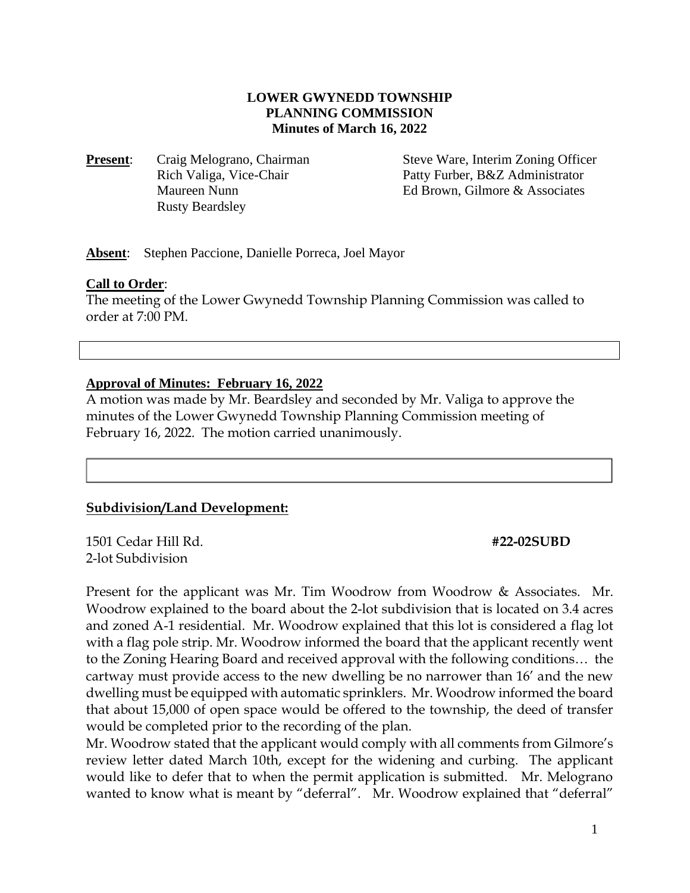# LOWER GWYNEDD TOWNSHIP
## PLANNING COMMISSION
### Minutes of March 16, 2022

**Present**: Craig Melograno, Chairman
Rich Valiga, Vice-Chair
Maureen Nunn
Rusty Beardsley

Steve Ware, Interim Zoning Officer
Patty Furber, B&Z Administrator
Ed Brown, Gilmore & Associates

**Absent**: Stephen Paccione, Danielle Porreca, Joel Mayor

**Call to Order**:
The meeting of the Lower Gwynedd Township Planning Commission was called to order at 7:00 PM.

**Approval of Minutes: February 16, 2022**
A motion was made by Mr. Beardsley and seconded by Mr. Valiga to approve the minutes of the Lower Gwynedd Township Planning Commission meeting of February 16, 2022. The motion carried unanimously.

**Subdivision/Land Development:**

1501 Cedar Hill Rd. **#22-02SUBD**
2-lot Subdivision

Present for the applicant was Mr. Tim Woodrow from Woodrow & Associates. Mr. Woodrow explained to the board about the 2-lot subdivision that is located on 3.4 acres and zoned A-1 residential. Mr. Woodrow explained that this lot is considered a flag lot with a flag pole strip. Mr. Woodrow informed the board that the applicant recently went to the Zoning Hearing Board and received approval with the following conditions… the cartway must provide access to the new dwelling be no narrower than 16' and the new dwelling must be equipped with automatic sprinklers. Mr. Woodrow informed the board that about 15,000 of open space would be offered to the township, the deed of transfer would be completed prior to the recording of the plan.
Mr. Woodrow stated that the applicant would comply with all comments from Gilmore's review letter dated March 10th, except for the widening and curbing. The applicant would like to defer that to when the permit application is submitted. Mr. Melograno wanted to know what is meant by "deferral". Mr. Woodrow explained that "deferral"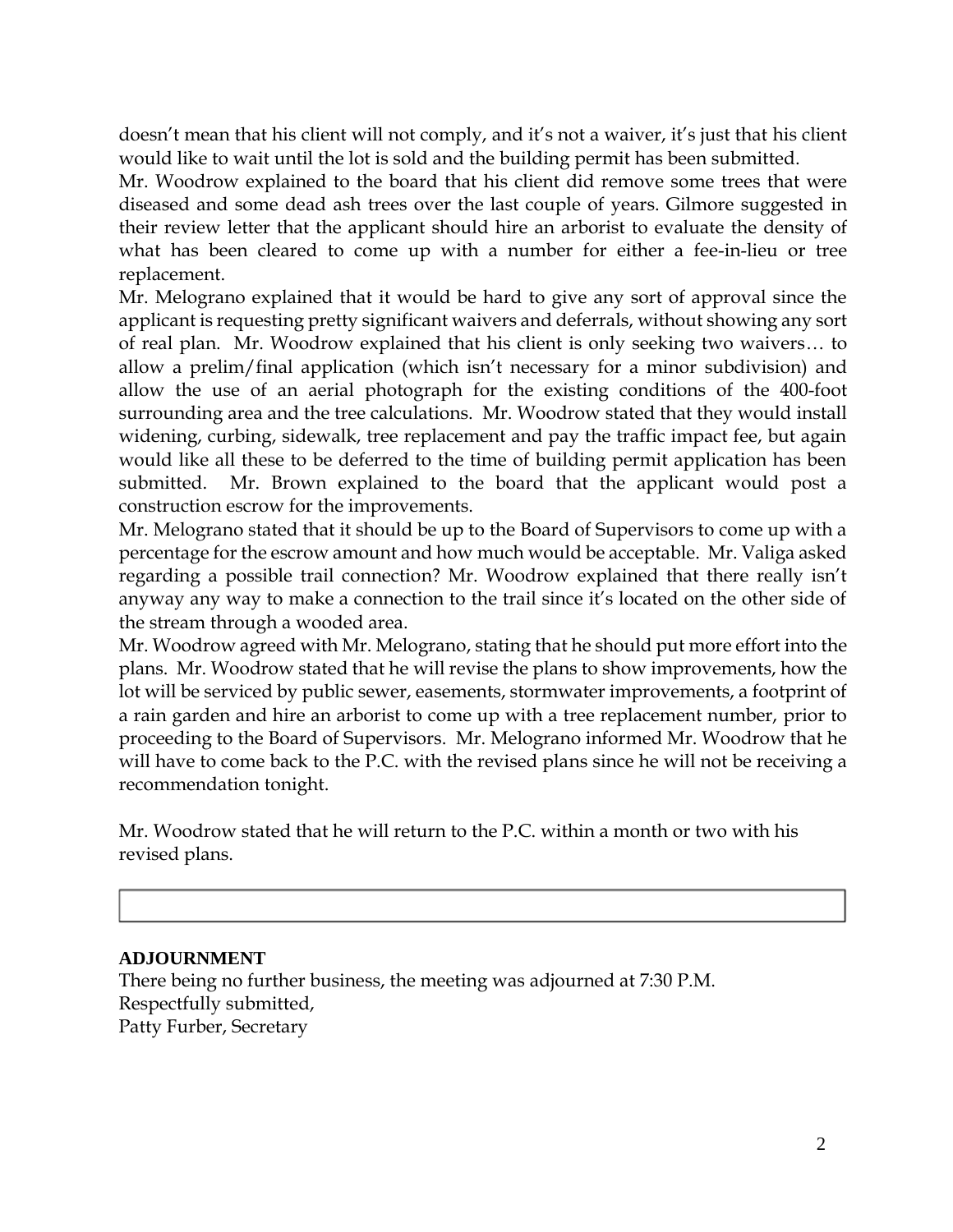doesn't mean that his client will not comply, and it's not a waiver, it's just that his client would like to wait until the lot is sold and the building permit has been submitted.

Mr. Woodrow explained to the board that his client did remove some trees that were diseased and some dead ash trees over the last couple of years. Gilmore suggested in their review letter that the applicant should hire an arborist to evaluate the density of what has been cleared to come up with a number for either a fee-in-lieu or tree replacement.

Mr. Melograno explained that it would be hard to give any sort of approval since the applicant is requesting pretty significant waivers and deferrals, without showing any sort of real plan. Mr. Woodrow explained that his client is only seeking two waivers… to allow a prelim/final application (which isn't necessary for a minor subdivision) and allow the use of an aerial photograph for the existing conditions of the 400-foot surrounding area and the tree calculations. Mr. Woodrow stated that they would install widening, curbing, sidewalk, tree replacement and pay the traffic impact fee, but again would like all these to be deferred to the time of building permit application has been submitted. Mr. Brown explained to the board that the applicant would post a construction escrow for the improvements.

Mr. Melograno stated that it should be up to the Board of Supervisors to come up with a percentage for the escrow amount and how much would be acceptable. Mr. Valiga asked regarding a possible trail connection? Mr. Woodrow explained that there really isn't anyway any way to make a connection to the trail since it's located on the other side of the stream through a wooded area.

Mr. Woodrow agreed with Mr. Melograno, stating that he should put more effort into the plans. Mr. Woodrow stated that he will revise the plans to show improvements, how the lot will be serviced by public sewer, easements, stormwater improvements, a footprint of a rain garden and hire an arborist to come up with a tree replacement number, prior to proceeding to the Board of Supervisors. Mr. Melograno informed Mr. Woodrow that he will have to come back to the P.C. with the revised plans since he will not be receiving a recommendation tonight.

Mr. Woodrow stated that he will return to the P.C. within a month or two with his revised plans.

**ADJOURNMENT**

There being no further business, the meeting was adjourned at 7:30 P.M.
Respectfully submitted,
Patty Furber, Secretary